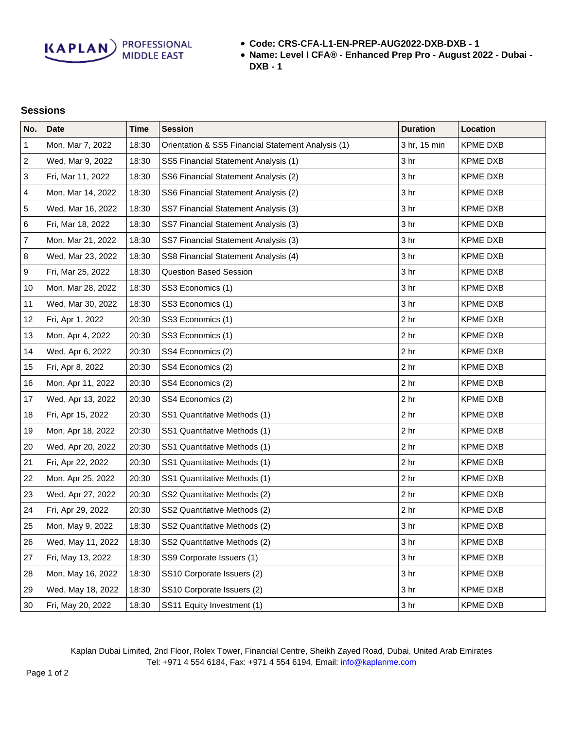KAPLAN PROFESSIONAL MIDDLE EAST

- **Code: CRS-CFA-L1-EN-PREP-AUG2022-DXB-DXB - 1**
- **Name: Level I CFA® - Enhanced Prep Pro - August 2022 - Dubai - DXB - 1**

## Sessions

| No. | Date | Time | Session | Duration | Location |
|---|---|---|---|---|---|
| 1 | Mon, Mar 7, 2022 | 18:30 | Orientation & SS5 Financial Statement Analysis (1) | 3 hr, 15 min | KPME DXB |
| 2 | Wed, Mar 9, 2022 | 18:30 | SS5 Financial Statement Analysis (1) | 3 hr | KPME DXB |
| 3 | Fri, Mar 11, 2022 | 18:30 | SS6 Financial Statement Analysis (2) | 3 hr | KPME DXB |
| 4 | Mon, Mar 14, 2022 | 18:30 | SS6 Financial Statement Analysis (2) | 3 hr | KPME DXB |
| 5 | Wed, Mar 16, 2022 | 18:30 | SS7 Financial Statement Analysis (3) | 3 hr | KPME DXB |
| 6 | Fri, Mar 18, 2022 | 18:30 | SS7 Financial Statement Analysis (3) | 3 hr | KPME DXB |
| 7 | Mon, Mar 21, 2022 | 18:30 | SS7 Financial Statement Analysis (3) | 3 hr | KPME DXB |
| 8 | Wed, Mar 23, 2022 | 18:30 | SS8 Financial Statement Analysis (4) | 3 hr | KPME DXB |
| 9 | Fri, Mar 25, 2022 | 18:30 | Question Based Session | 3 hr | KPME DXB |
| 10 | Mon, Mar 28, 2022 | 18:30 | SS3 Economics (1) | 3 hr | KPME DXB |
| 11 | Wed, Mar 30, 2022 | 18:30 | SS3 Economics (1) | 3 hr | KPME DXB |
| 12 | Fri, Apr 1, 2022 | 20:30 | SS3 Economics (1) | 2 hr | KPME DXB |
| 13 | Mon, Apr 4, 2022 | 20:30 | SS3 Economics (1) | 2 hr | KPME DXB |
| 14 | Wed, Apr 6, 2022 | 20:30 | SS4 Economics (2) | 2 hr | KPME DXB |
| 15 | Fri, Apr 8, 2022 | 20:30 | SS4 Economics (2) | 2 hr | KPME DXB |
| 16 | Mon, Apr 11, 2022 | 20:30 | SS4 Economics (2) | 2 hr | KPME DXB |
| 17 | Wed, Apr 13, 2022 | 20:30 | SS4 Economics (2) | 2 hr | KPME DXB |
| 18 | Fri, Apr 15, 2022 | 20:30 | SS1 Quantitative Methods (1) | 2 hr | KPME DXB |
| 19 | Mon, Apr 18, 2022 | 20:30 | SS1 Quantitative Methods (1) | 2 hr | KPME DXB |
| 20 | Wed, Apr 20, 2022 | 20:30 | SS1 Quantitative Methods (1) | 2 hr | KPME DXB |
| 21 | Fri, Apr 22, 2022 | 20:30 | SS1 Quantitative Methods (1) | 2 hr | KPME DXB |
| 22 | Mon, Apr 25, 2022 | 20:30 | SS1 Quantitative Methods (1) | 2 hr | KPME DXB |
| 23 | Wed, Apr 27, 2022 | 20:30 | SS2 Quantitative Methods (2) | 2 hr | KPME DXB |
| 24 | Fri, Apr 29, 2022 | 20:30 | SS2 Quantitative Methods (2) | 2 hr | KPME DXB |
| 25 | Mon, May 9, 2022 | 18:30 | SS2 Quantitative Methods (2) | 3 hr | KPME DXB |
| 26 | Wed, May 11, 2022 | 18:30 | SS2 Quantitative Methods (2) | 3 hr | KPME DXB |
| 27 | Fri, May 13, 2022 | 18:30 | SS9 Corporate Issuers (1) | 3 hr | KPME DXB |
| 28 | Mon, May 16, 2022 | 18:30 | SS10 Corporate Issuers (2) | 3 hr | KPME DXB |
| 29 | Wed, May 18, 2022 | 18:30 | SS10 Corporate Issuers (2) | 3 hr | KPME DXB |
| 30 | Fri, May 20, 2022 | 18:30 | SS11 Equity Investment (1) | 3 hr | KPME DXB |

Kaplan Dubai Limited, 2nd Floor, Rolex Tower, Financial Centre, Sheikh Zayed Road, Dubai, United Arab Emirates
Tel: +971 4 554 6184, Fax: +971 4 554 6194, Email: info@kaplanme.com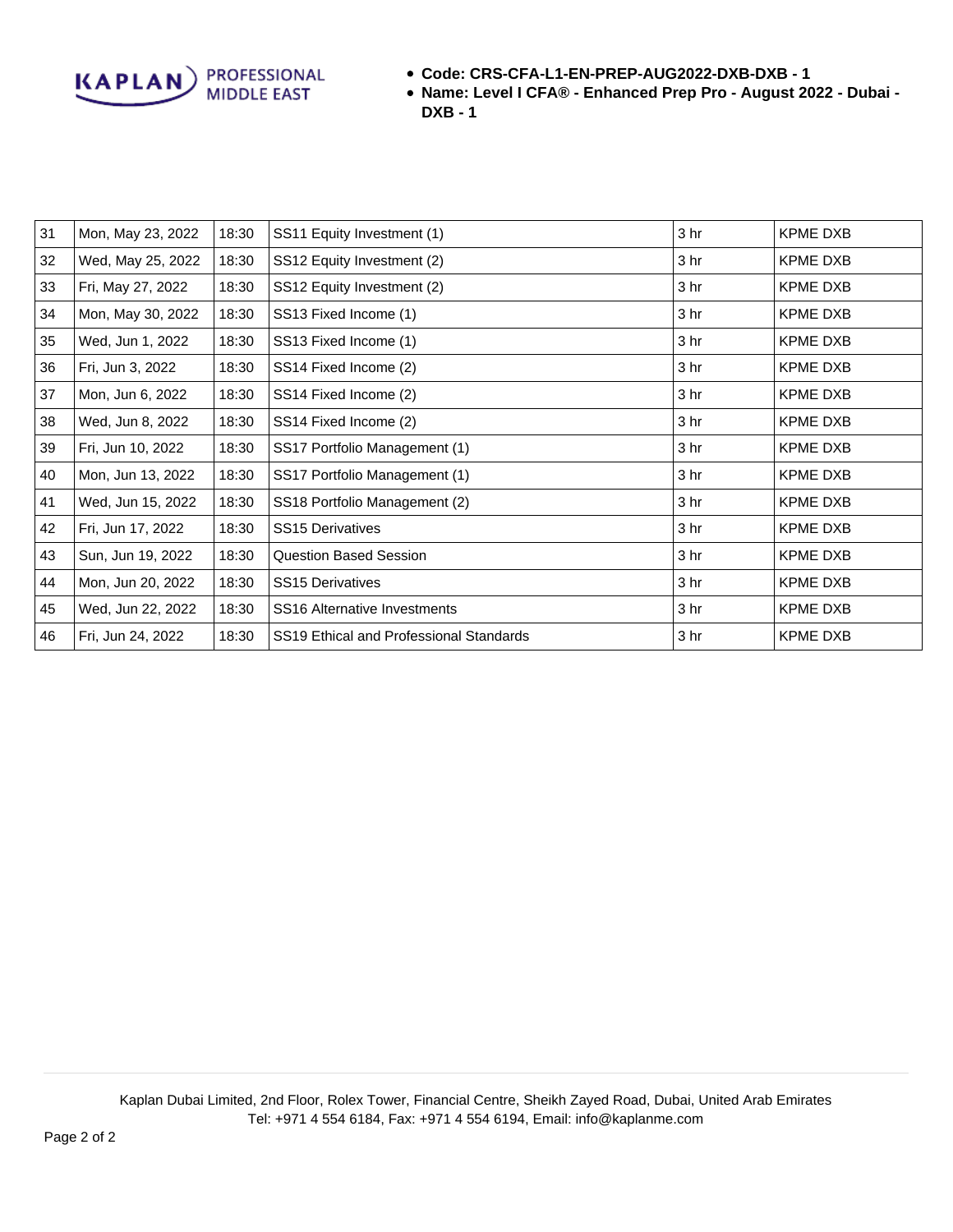KAPLAN PROFESSIONAL MIDDLE EAST

- **Code: CRS-CFA-L1-EN-PREP-AUG2022-DXB-DXB - 1**
- **Name: Level I CFA® - Enhanced Prep Pro - August 2022 - Dubai - DXB - 1**

| | | | | | |
|---|---|---|---|---|---|
| 31 | Mon, May 23, 2022 | 18:30 | SS11 Equity Investment (1) | 3 hr | KPME DXB |
| 32 | Wed, May 25, 2022 | 18:30 | SS12 Equity Investment (2) | 3 hr | KPME DXB |
| 33 | Fri, May 27, 2022 | 18:30 | SS12 Equity Investment (2) | 3 hr | KPME DXB |
| 34 | Mon, May 30, 2022 | 18:30 | SS13 Fixed Income (1) | 3 hr | KPME DXB |
| 35 | Wed, Jun 1, 2022 | 18:30 | SS13 Fixed Income (1) | 3 hr | KPME DXB |
| 36 | Fri, Jun 3, 2022 | 18:30 | SS14 Fixed Income (2) | 3 hr | KPME DXB |
| 37 | Mon, Jun 6, 2022 | 18:30 | SS14 Fixed Income (2) | 3 hr | KPME DXB |
| 38 | Wed, Jun 8, 2022 | 18:30 | SS14 Fixed Income (2) | 3 hr | KPME DXB |
| 39 | Fri, Jun 10, 2022 | 18:30 | SS17 Portfolio Management (1) | 3 hr | KPME DXB |
| 40 | Mon, Jun 13, 2022 | 18:30 | SS17 Portfolio Management (1) | 3 hr | KPME DXB |
| 41 | Wed, Jun 15, 2022 | 18:30 | SS18 Portfolio Management (2) | 3 hr | KPME DXB |
| 42 | Fri, Jun 17, 2022 | 18:30 | SS15 Derivatives | 3 hr | KPME DXB |
| 43 | Sun, Jun 19, 2022 | 18:30 | Question Based Session | 3 hr | KPME DXB |
| 44 | Mon, Jun 20, 2022 | 18:30 | SS15 Derivatives | 3 hr | KPME DXB |
| 45 | Wed, Jun 22, 2022 | 18:30 | SS16 Alternative Investments | 3 hr | KPME DXB |
| 46 | Fri, Jun 24, 2022 | 18:30 | SS19 Ethical and Professional Standards | 3 hr | KPME DXB |

Kaplan Dubai Limited, 2nd Floor, Rolex Tower, Financial Centre, Sheikh Zayed Road, Dubai, United Arab Emirates
Tel: +971 4 554 6184, Fax: +971 4 554 6194, Email: info@kaplanme.com